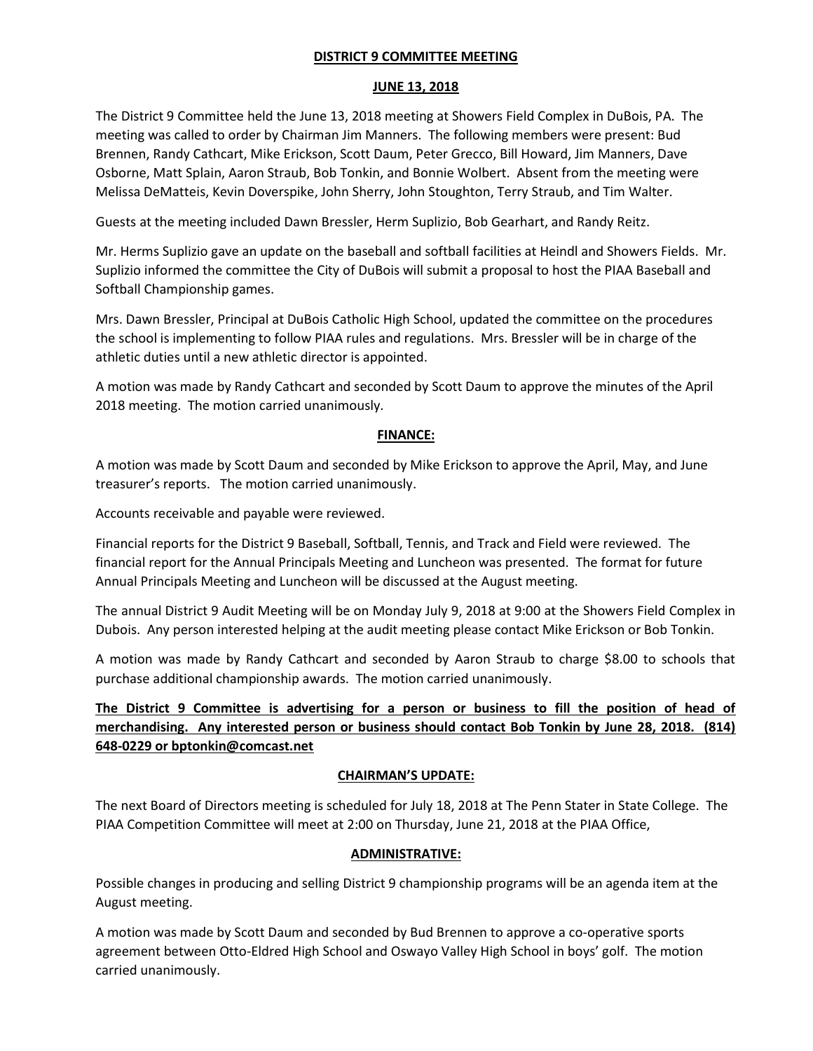# DISTRICT 9 COMMITTEE MEETING

## JUNE 13, 2018

The District 9 Committee held the June 13, 2018 meeting at Showers Field Complex in DuBois, PA. The meeting was called to order by Chairman Jim Manners. The following members were present: Bud Brennen, Randy Cathcart, Mike Erickson, Scott Daum, Peter Grecco, Bill Howard, Jim Manners, Dave Osborne, Matt Splain, Aaron Straub, Bob Tonkin, and Bonnie Wolbert. Absent from the meeting were Melissa DeMatteis, Kevin Doverspike, John Sherry, John Stoughton, Terry Straub, and Tim Walter.

Guests at the meeting included Dawn Bressler, Herm Suplizio, Bob Gearhart, and Randy Reitz.

Mr. Herms Suplizio gave an update on the baseball and softball facilities at Heindl and Showers Fields. Mr. Suplizio informed the committee the City of DuBois will submit a proposal to host the PIAA Baseball and Softball Championship games.

Mrs. Dawn Bressler, Principal at DuBois Catholic High School, updated the committee on the procedures the school is implementing to follow PIAA rules and regulations. Mrs. Bressler will be in charge of the athletic duties until a new athletic director is appointed.

A motion was made by Randy Cathcart and seconded by Scott Daum to approve the minutes of the April 2018 meeting. The motion carried unanimously.

## FINANCE:

A motion was made by Scott Daum and seconded by Mike Erickson to approve the April, May, and June treasurer's reports. The motion carried unanimously.

Accounts receivable and payable were reviewed.

Financial reports for the District 9 Baseball, Softball, Tennis, and Track and Field were reviewed. The financial report for the Annual Principals Meeting and Luncheon was presented. The format for future Annual Principals Meeting and Luncheon will be discussed at the August meeting.

The annual District 9 Audit Meeting will be on Monday July 9, 2018 at 9:00 at the Showers Field Complex in Dubois. Any person interested helping at the audit meeting please contact Mike Erickson or Bob Tonkin.

A motion was made by Randy Cathcart and seconded by Aaron Straub to charge $8.00 to schools that purchase additional championship awards. The motion carried unanimously.

**The District 9 Committee is advertising for a person or business to fill the position of head of merchandising. Any interested person or business should contact Bob Tonkin by June 28, 2018. (814) 648-0229 or bptonkin@comcast.net**

## CHAIRMAN'S UPDATE:

The next Board of Directors meeting is scheduled for July 18, 2018 at The Penn Stater in State College. The PIAA Competition Committee will meet at 2:00 on Thursday, June 21, 2018 at the PIAA Office,

## ADMINISTRATIVE:

Possible changes in producing and selling District 9 championship programs will be an agenda item at the August meeting.

A motion was made by Scott Daum and seconded by Bud Brennen to approve a co-operative sports agreement between Otto-Eldred High School and Oswayo Valley High School in boys' golf. The motion carried unanimously.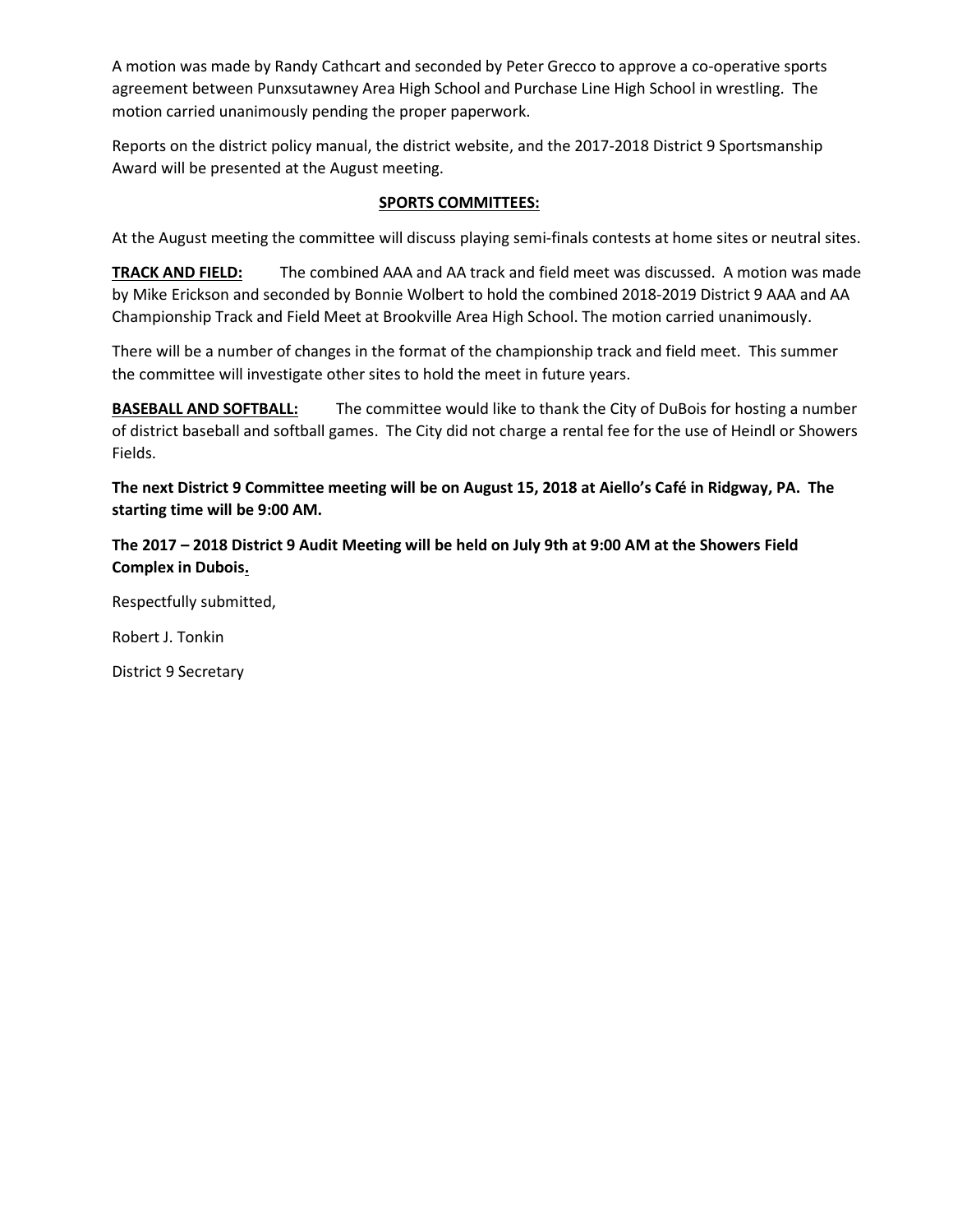A motion was made by Randy Cathcart and seconded by Peter Grecco to approve a co-operative sports agreement between Punxsutawney Area High School and Purchase Line High School in wrestling. The motion carried unanimously pending the proper paperwork.

Reports on the district policy manual, the district website, and the 2017-2018 District 9 Sportsmanship Award will be presented at the August meeting.

## SPORTS COMMITTEES:

At the August meeting the committee will discuss playing semi-finals contests at home sites or neutral sites.

**TRACK AND FIELD:** The combined AAA and AA track and field meet was discussed. A motion was made by Mike Erickson and seconded by Bonnie Wolbert to hold the combined 2018-2019 District 9 AAA and AA Championship Track and Field Meet at Brookville Area High School. The motion carried unanimously.

There will be a number of changes in the format of the championship track and field meet. This summer the committee will investigate other sites to hold the meet in future years.

**BASEBALL AND SOFTBALL:** The committee would like to thank the City of DuBois for hosting a number of district baseball and softball games. The City did not charge a rental fee for the use of Heindl or Showers Fields.

**The next District 9 Committee meeting will be on August 15, 2018 at Aiello's Café in Ridgway, PA. The starting time will be 9:00 AM.**

**The 2017 – 2018 District 9 Audit Meeting will be held on July 9th at 9:00 AM at the Showers Field Complex in Dubois.**

Respectfully submitted,

Robert J. Tonkin

District 9 Secretary